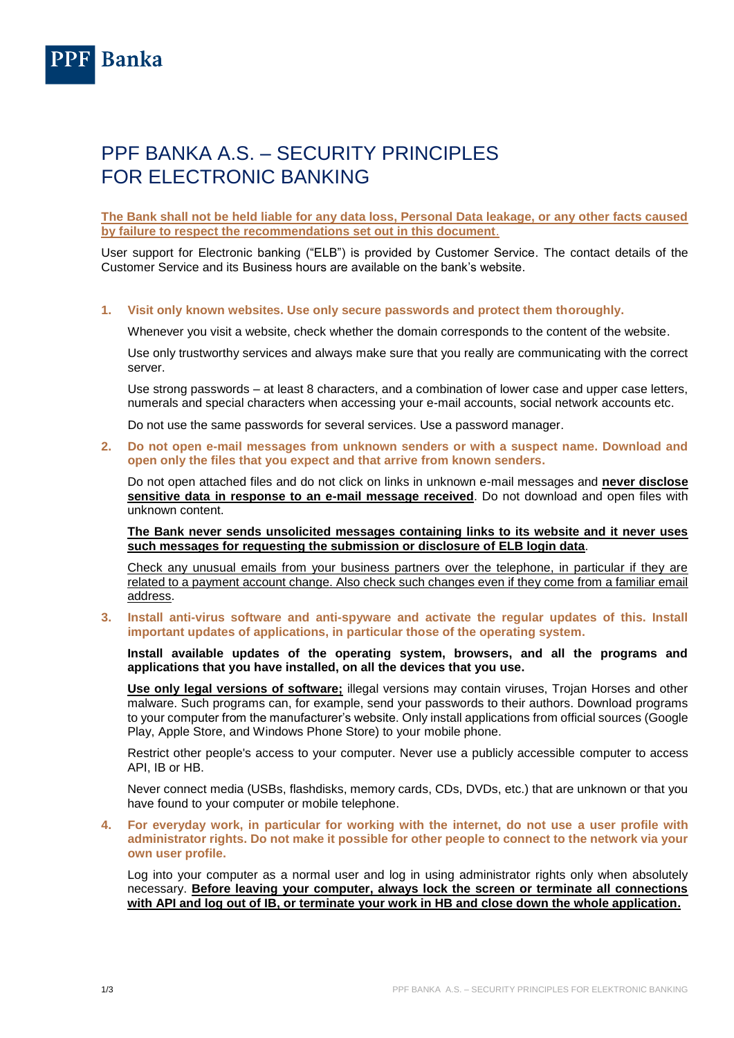PPF Banka

# PPF BANKA A.S. – SECURITY PRINCIPLES FOR ELECTRONIC BANKING

**The Bank shall not be held liable for any data loss, Personal Data leakage, or any other facts caused by failure to respect the recommendations set out in this document**.

User support for Electronic banking ("ELB") is provided by Customer Service. The contact details of the Customer Service and its Business hours are available on the bank's website.

1. **Visit only known websites. Use only secure passwords and protect them thoroughly.**

   Whenever you visit a website, check whether the domain corresponds to the content of the website.

   Use only trustworthy services and always make sure that you really are communicating with the correct server.

   Use strong passwords – at least 8 characters, and a combination of lower case and upper case letters, numerals and special characters when accessing your e-mail accounts, social network accounts etc.

   Do not use the same passwords for several services. Use a password manager.

2. **Do not open e-mail messages from unknown senders or with a suspect name. Download and open only the files that you expect and that arrive from known senders.**

   Do not open attached files and do not click on links in unknown e-mail messages and **never disclose sensitive data in response to an e-mail message received**. Do not download and open files with unknown content.

   **The Bank never sends unsolicited messages containing links to its website and it never uses such messages for requesting the submission or disclosure of ELB login data**.

   Check any unusual emails from your business partners over the telephone, in particular if they are related to a payment account change. Also check such changes even if they come from a familiar email address.

3. **Install anti-virus software and anti-spyware and activate the regular updates of this. Install important updates of applications, in particular those of the operating system.**

   **Install available updates of the operating system, browsers, and all the programs and applications that you have installed, on all the devices that you use.**

   **Use only legal versions of software;** illegal versions may contain viruses, Trojan Horses and other malware. Such programs can, for example, send your passwords to their authors. Download programs to your computer from the manufacturer's website. Only install applications from official sources (Google Play, Apple Store, and Windows Phone Store) to your mobile phone.

   Restrict other people's access to your computer. Never use a publicly accessible computer to access API, IB or HB.

   Never connect media (USBs, flashdisks, memory cards, CDs, DVDs, etc.) that are unknown or that you have found to your computer or mobile telephone.

4. **For everyday work, in particular for working with the internet, do not use a user profile with administrator rights. Do not make it possible for other people to connect to the network via your own user profile.**

   Log into your computer as a normal user and log in using administrator rights only when absolutely necessary. **Before leaving your computer, always lock the screen or terminate all connections with API and log out of IB, or terminate your work in HB and close down the whole application.**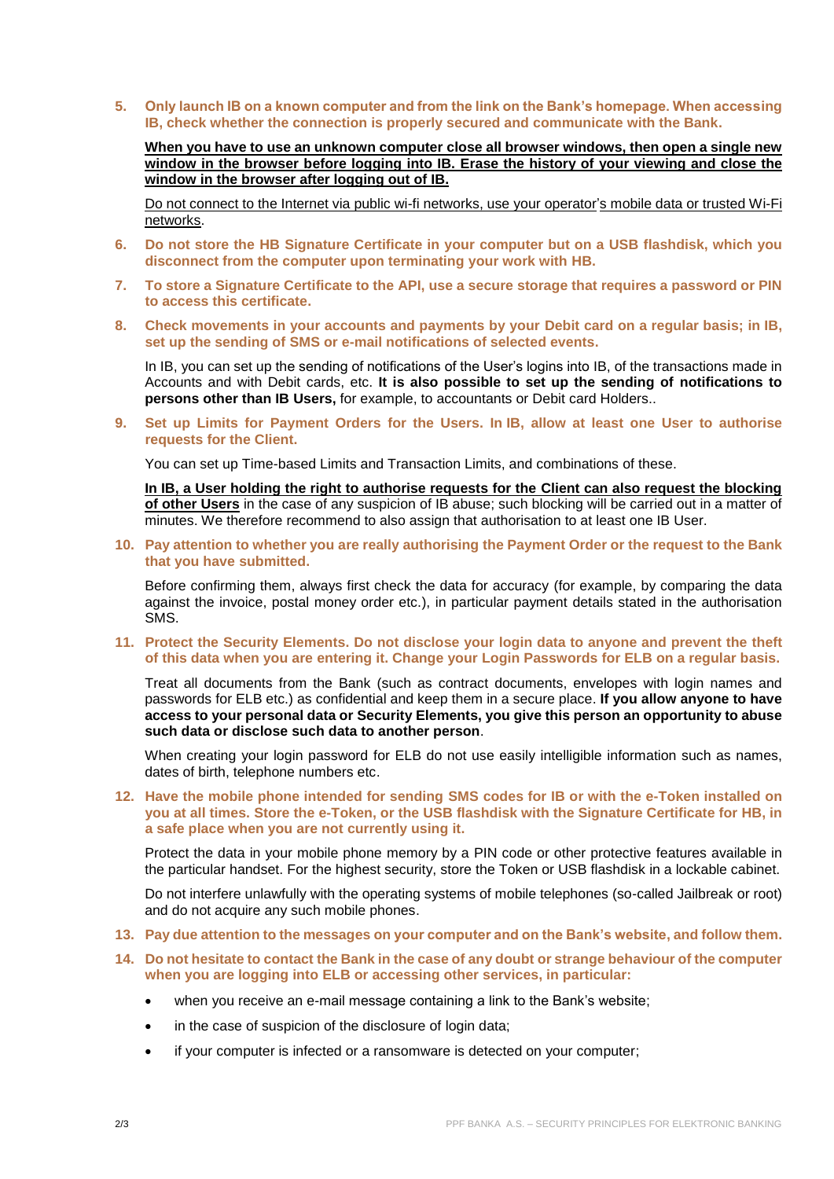5. **Only launch IB on a known computer and from the link on the Bank's homepage. When accessing IB, check whether the connection is properly secured and communicate with the Bank.**

   **When you have to use an unknown computer close all browser windows, then open a single new window in the browser before logging into IB. Erase the history of your viewing and close the window in the browser after logging out of IB.**

   Do not connect to the Internet via public wi-fi networks, use your operator's mobile data or trusted Wi-Fi networks.

6. **Do not store the HB Signature Certificate in your computer but on a USB flashdisk, which you disconnect from the computer upon terminating your work with HB.**

7. **To store a Signature Certificate to the API, use a secure storage that requires a password or PIN to access this certificate.**

8. **Check movements in your accounts and payments by your Debit card on a regular basis; in IB, set up the sending of SMS or e-mail notifications of selected events.**

   In IB, you can set up the sending of notifications of the User's logins into IB, of the transactions made in Accounts and with Debit cards, etc. **It is also possible to set up the sending of notifications to persons other than IB Users,** for example, to accountants or Debit card Holders..

9. **Set up Limits for Payment Orders for the Users. In IB, allow at least one User to authorise requests for the Client.**

   You can set up Time-based Limits and Transaction Limits, and combinations of these.

   **In IB, a User holding the right to authorise requests for the Client can also request the blocking of other Users** in the case of any suspicion of IB abuse; such blocking will be carried out in a matter of minutes. We therefore recommend to also assign that authorisation to at least one IB User.

10. **Pay attention to whether you are really authorising the Payment Order or the request to the Bank that you have submitted.**

    Before confirming them, always first check the data for accuracy (for example, by comparing the data against the invoice, postal money order etc.), in particular payment details stated in the authorisation SMS.

11. **Protect the Security Elements. Do not disclose your login data to anyone and prevent the theft of this data when you are entering it. Change your Login Passwords for ELB on a regular basis.**

    Treat all documents from the Bank (such as contract documents, envelopes with login names and passwords for ELB etc.) as confidential and keep them in a secure place. **If you allow anyone to have access to your personal data or Security Elements, you give this person an opportunity to abuse such data or disclose such data to another person**.

    When creating your login password for ELB do not use easily intelligible information such as names, dates of birth, telephone numbers etc.

12. **Have the mobile phone intended for sending SMS codes for IB or with the e-Token installed on you at all times. Store the e-Token, or the USB flashdisk with the Signature Certificate for HB, in a safe place when you are not currently using it.**

    Protect the data in your mobile phone memory by a PIN code or other protective features available in the particular handset. For the highest security, store the Token or USB flashdisk in a lockable cabinet.

    Do not interfere unlawfully with the operating systems of mobile telephones (so-called Jailbreak or root) and do not acquire any such mobile phones.

13. **Pay due attention to the messages on your computer and on the Bank's website, and follow them.**

14. **Do not hesitate to contact the Bank in the case of any doubt or strange behaviour of the computer when you are logging into ELB or accessing other services, in particular:**

    - when you receive an e-mail message containing a link to the Bank's website;
    - in the case of suspicion of the disclosure of login data;
    - if your computer is infected or a ransomware is detected on your computer;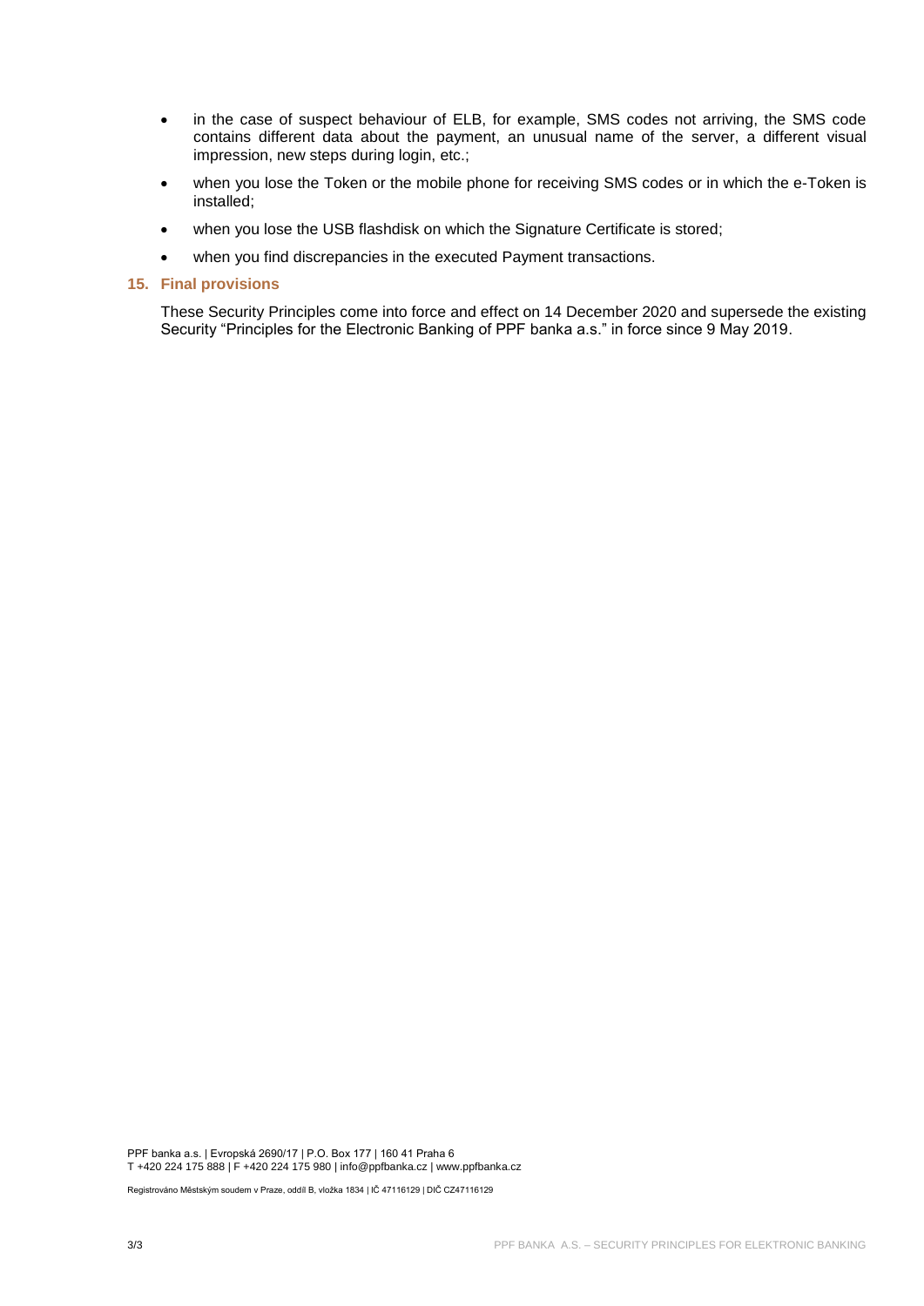- in the case of suspect behaviour of ELB, for example, SMS codes not arriving, the SMS code contains different data about the payment, an unusual name of the server, a different visual impression, new steps during login, etc.;
- when you lose the Token or the mobile phone for receiving SMS codes or in which the e-Token is installed;
- when you lose the USB flashdisk on which the Signature Certificate is stored;
- when you find discrepancies in the executed Payment transactions.

## 15. Final provisions

These Security Principles come into force and effect on 14 December 2020 and supersede the existing Security "Principles for the Electronic Banking of PPF banka a.s." in force since 9 May 2019.

PPF banka a.s. | Evropská 2690/17 | P.O. Box 177 | 160 41 Praha 6
T +420 224 175 888 | F +420 224 175 980 | info@ppfbanka.cz | www.ppfbanka.cz

Registrováno Městským soudem v Praze, oddíl B, vložka 1834 | IČ 47116129 | DIČ CZ47116129